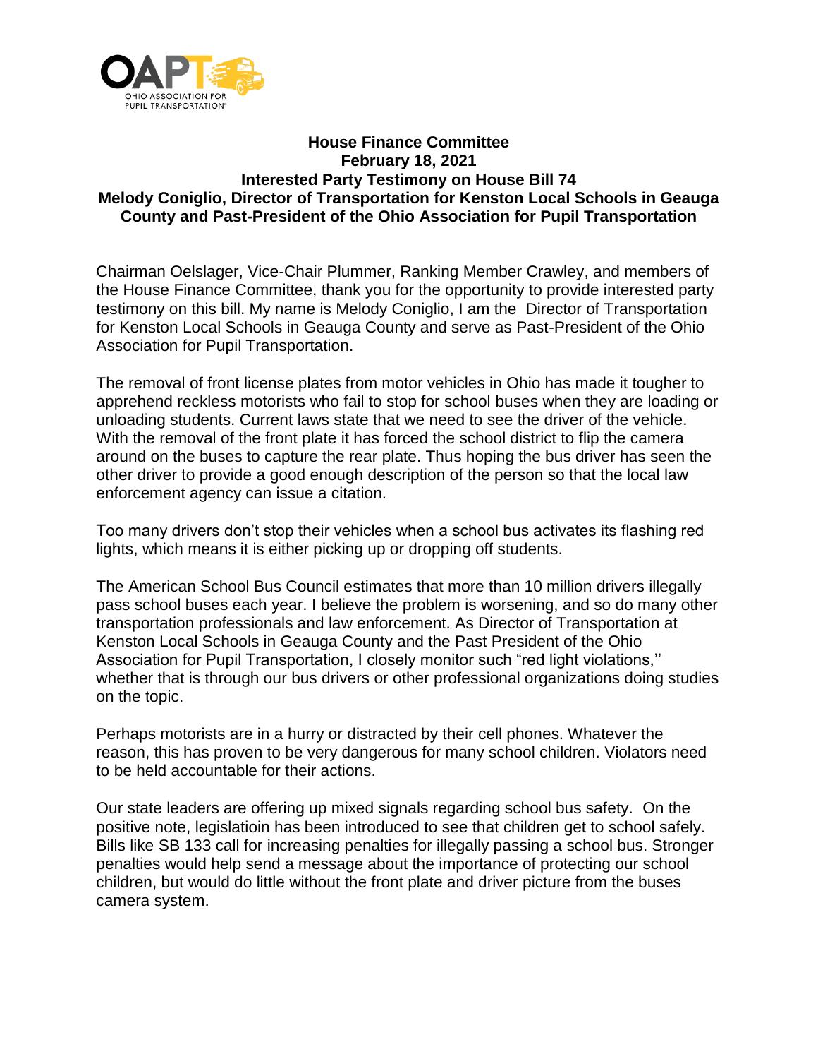OAPT
OHIO ASSOCIATION FOR PUPIL TRANSPORTATION

**House Finance Committee**
**February 18, 2021**
**Interested Party Testimony on House Bill 74**
**Melody Coniglio, Director of Transportation for Kenston Local Schools in Geauga County and Past-President of the Ohio Association for Pupil Transportation**

Chairman Oelslager, Vice-Chair Plummer, Ranking Member Crawley, and members of the House Finance Committee, thank you for the opportunity to provide interested party testimony on this bill. My name is Melody Coniglio, I am the Director of Transportation for Kenston Local Schools in Geauga County and serve as Past-President of the Ohio Association for Pupil Transportation.

The removal of front license plates from motor vehicles in Ohio has made it tougher to apprehend reckless motorists who fail to stop for school buses when they are loading or unloading students. Current laws state that we need to see the driver of the vehicle. With the removal of the front plate it has forced the school district to flip the camera around on the buses to capture the rear plate. Thus hoping the bus driver has seen the other driver to provide a good enough description of the person so that the local law enforcement agency can issue a citation.

Too many drivers don't stop their vehicles when a school bus activates its flashing red lights, which means it is either picking up or dropping off students.

The American School Bus Council estimates that more than 10 million drivers illegally pass school buses each year. I believe the problem is worsening, and so do many other transportation professionals and law enforcement. As Director of Transportation at Kenston Local Schools in Geauga County and the Past President of the Ohio Association for Pupil Transportation, I closely monitor such "red light violations,'' whether that is through our bus drivers or other professional organizations doing studies on the topic.

Perhaps motorists are in a hurry or distracted by their cell phones. Whatever the reason, this has proven to be very dangerous for many school children. Violators need to be held accountable for their actions.

Our state leaders are offering up mixed signals regarding school bus safety. On the positive note, legislatioin has been introduced to see that children get to school safely. Bills like SB 133 call for increasing penalties for illegally passing a school bus. Stronger penalties would help send a message about the importance of protecting our school children, but would do little without the front plate and driver picture from the buses camera system.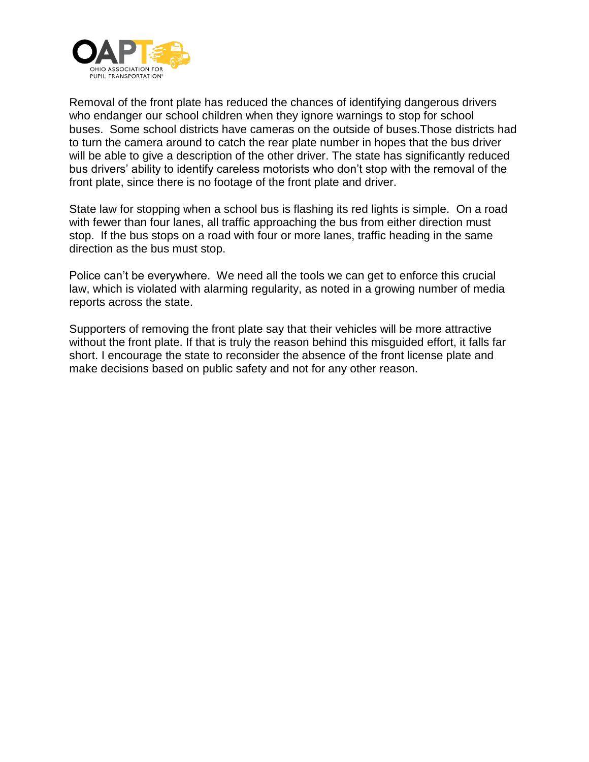Removal of the front plate has reduced the chances of identifying dangerous drivers who endanger our school children when they ignore warnings to stop for school buses. Some school districts have cameras on the outside of buses.Those districts had to turn the camera around to catch the rear plate number in hopes that the bus driver will be able to give a description of the other driver. The state has significantly reduced bus drivers' ability to identify careless motorists who don't stop with the removal of the front plate, since there is no footage of the front plate and driver.

State law for stopping when a school bus is flashing its red lights is simple. On a road with fewer than four lanes, all traffic approaching the bus from either direction must stop. If the bus stops on a road with four or more lanes, traffic heading in the same direction as the bus must stop.

Police can't be everywhere. We need all the tools we can get to enforce this crucial law, which is violated with alarming regularity, as noted in a growing number of media reports across the state.

Supporters of removing the front plate say that their vehicles will be more attractive without the front plate. If that is truly the reason behind this misguided effort, it falls far short. I encourage the state to reconsider the absence of the front license plate and make decisions based on public safety and not for any other reason.